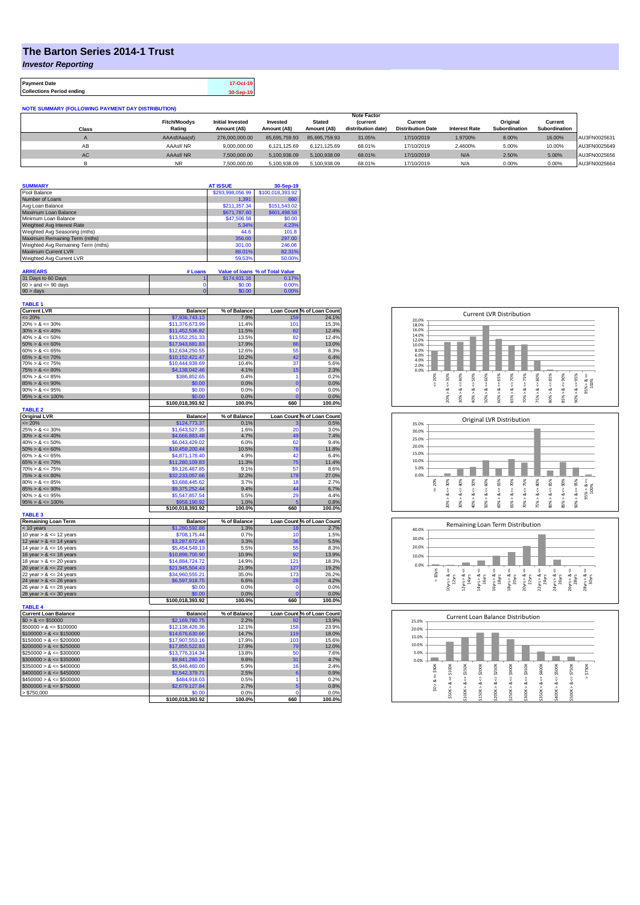# The Barton Series 2014-1 Trust

## *Investor Reporting*

| | |
|---|---|
| **Payment Date** | 17-Oct-19 |
| **Collections Period ending** | 30-Sep-19 |

**NOTE SUMMARY (FOLLOWING PAYMENT DAY DISTRIBUTION)**

| Class | Fitch/Moodys Rating | Initial Invested Amount (A$) | Invested Amount (A$) | Stated Amount (A$) | Note Factor (current distribution date) | Current Distribution Date | Interest Rate | Original Subordination | Current Subordination | |
|---|---|---|---|---|---|---|---|---|---|---|
| A | AAAsf/Aaa(sf) | 276,000,000.00 | 85,695,759.93 | 85,695,759.93 | 31.05% | 17/10/2019 | 1.9700% | 8.00% | 16.00% | AU3FN0025631 |
| AB | AAAsf/ NR | 9,000,000.00 | 6,121,125.69 | 6,121,125.69 | 68.01% | 17/10/2019 | 2.4600% | 5.00% | 10.00% | AU3FN0025649 |
| AC | AAAsf/ NR | 7,500,000.00 | 5,100,938.09 | 5,100,938.09 | 68.01% | 17/10/2019 | N/A | 2.50% | 5.00% | AU3FN0025656 |
| B | NR | 7,500,000.00 | 5,100,938.09 | 5,100,938.09 | 68.01% | 17/10/2019 | N/A | 0.00% | 0.00% | AU3FN0025664 |

| SUMMARY | AT ISSUE | 30-Sep-19 |
|---|---|---|
| Pool Balance | $293,998,056.99 | $100,018,393.92 |
| Number of Loans | 1,391 | 660 |
| Avg Loan Balance | $211,357.34 | $151,543.02 |
| Maximum Loan Balance | $671,787.60 | $601,498.58 |
| Minimum Loan Balance | $47,506.58 | $0.00 |
| Weighted Avg Interest Rate | 5.34% | 4.23% |
| Weighted Avg Seasoning (mths) | 44.6 | 101.8 |
| Maximum Remaining Term (mths) | 356.00 | 297.00 |
| Weighted Avg Remaining Term (mths) | 301.00 | 246.06 |
| Maximum Current LVR | 88.01% | 82.31% |
| Weighted Avg Current LVR | 59.53% | 50.00% |

| ARREARS | # Loans | Value of loans | % of Total Value |
|---|---|---|---|
| 31 Days to 60 Days | 1 | $174,931.16 | 0.17% |
| 60 > and <= 90 days | 0 | $0.00 | 0.00% |
| 90 > days | 0 | $0.00 | 0.00% |

**TABLE 1**

| Current LVR | Balance | % of Balance | Loan Count | % of Loan Count |
|---|---|---|---|---|
| <= 20% | $7,936,743.13 | 7.9% | 159 | 24.1% |
| 20% > & <= 30% | $11,376,673.99 | 11.4% | 101 | 15.3% |
| 30% > & <= 40% | $11,452,536.82 | 11.5% | 82 | 12.4% |
| 40% > & <= 50% | $13,552,251.33 | 13.5% | 82 | 12.4% |
| 50% > & <= 60% | $17,943,681.83 | 17.9% | 86 | 13.0% |
| 60% > & <= 65% | $12,634,250.55 | 12.6% | 55 | 8.3% |
| 65% > & <= 70% | $10,152,421.47 | 10.2% | 42 | 6.4% |
| 70% > & <= 75% | $10,444,939.69 | 10.4% | 37 | 5.6% |
| 75% > & <= 80% | $4,138,042.46 | 4.1% | 15 | 2.3% |
| 80% > & <= 85% | $386,852.65 | 0.4% | 1 | 0.2% |
| 85% > & <= 90% | $0.00 | 0.0% | 0 | 0.0% |
| 90% > & <= 95% | $0.00 | 0.0% | 0 | 0.0% |
| 95% > & <= 100% | $0.00 | 0.0% | 0 | 0.0% |
| | $100,018,393.92 | 100.0% | 660 | 100.0% |

**TABLE 2**

| Original LVR | Balance | % of Balance | Loan Count | % of Loan Count |
|---|---|---|---|---|
| <= 20% | $124,773.37 | 0.1% | 3 | 0.5% |
| 25% > & <= 30% | $1,643,527.35 | 1.6% | 20 | 3.0% |
| 30% > & <= 40% | $4,666,883.48 | 4.7% | 49 | 7.4% |
| 40% > & <= 50% | $6,043,429.02 | 6.0% | 62 | 9.4% |
| 50% > & <= 60% | $10,459,200.44 | 10.5% | 78 | 11.8% |
| 60% > & <= 65% | $4,871,178.40 | 4.9% | 42 | 6.4% |
| 65% > & <= 70% | $11,280,109.83 | 11.3% | 75 | 11.4% |
| 70% > & <= 75% | $9,126,487.85 | 9.1% | 57 | 8.6% |
| 75% > & <= 80% | $32,233,057.66 | 32.2% | 178 | 27.0% |
| 80% > & <= 85% | $3,688,445.62 | 3.7% | 18 | 2.7% |
| 85% > & <= 90% | $9,375,252.44 | 9.4% | 44 | 6.7% |
| 90% > & <= 95% | $5,547,857.54 | 5.5% | 29 | 4.4% |
| 95% > & <= 100% | $958,190.92 | 1.0% | 5 | 0.8% |
| | $100,018,393.92 | 100.0% | 660 | 100.0% |

**TABLE 3**

| Remaining Loan Term | Balance | % of Balance | Loan Count | % of Loan Count |
|---|---|---|---|---|
| < 10 years | $1,280,592.88 | 1.3% | 18 | 2.7% |
| 10 year > & <= 12 years | $708,175.44 | 0.7% | 10 | 1.5% |
| 12 year > & <= 14 years | $3,287,672.46 | 3.3% | 36 | 5.5% |
| 14 year > & <= 16 years | $5,454,549.13 | 5.5% | 55 | 8.3% |
| 16 year > & <= 18 years | $10,898,700.90 | 10.9% | 92 | 13.9% |
| 18 year > & <= 20 years | $14,884,724.72 | 14.9% | 121 | 18.3% |
| 20 year > & <= 22 years | $21,945,504.43 | 21.9% | 127 | 19.2% |
| 22 year > & <= 24 years | $34,960,555.21 | 35.0% | 173 | 26.2% |
| 24 year > & <= 26 years | $6,597,918.75 | 6.6% | 28 | 4.2% |
| 26 year > & <= 28 years | $0.00 | 0.0% | 0 | 0.0% |
| 28 year > & <= 30 years | $0.00 | 0.0% | 0 | 0.0% |
| | $100,018,393.92 | 100.0% | 660 | 100.0% |

**TABLE 4**

| Current Loan Balance | Balance | % of Balance | Loan Count | % of Loan Count |
|---|---|---|---|---|
| $0 > & <= $50000 | $2,169,780.75 | 2.2% | 92 | 13.9% |
| $50000 > & <= $100000 | $12,138,426.36 | 12.1% | 158 | 23.9% |
| $100000 > & <= $150000 | $14,676,630.66 | 14.7% | 119 | 18.0% |
| $150000 > & <= $200000 | $17,907,553.16 | 17.9% | 103 | 15.6% |
| $200000 > & <= $250000 | $17,855,522.83 | 17.9% | 79 | 12.0% |
| $250000 > & <= $300000 | $13,776,314.34 | 13.8% | 50 | 7.6% |
| $300000 > & <= $350000 | $9,841,280.24 | 9.8% | 31 | 4.7% |
| $350000 > & <= $400000 | $5,946,460.00 | 5.9% | 16 | 2.4% |
| $400000 > & <= $450000 | $2,542,379.71 | 2.5% | 6 | 0.9% |
| $450000 > & <= $500000 | $484,918.03 | 0.5% | 1 | 0.2% |
| $500000 > & <= $750000 | $2,679,127.84 | 2.7% | 5 | 0.8% |
| > $750,000 | $0.00 | 0.0% | 0 | 0.0% |
| | $100,018,393.92 | 100.0% | 660 | 100.0% |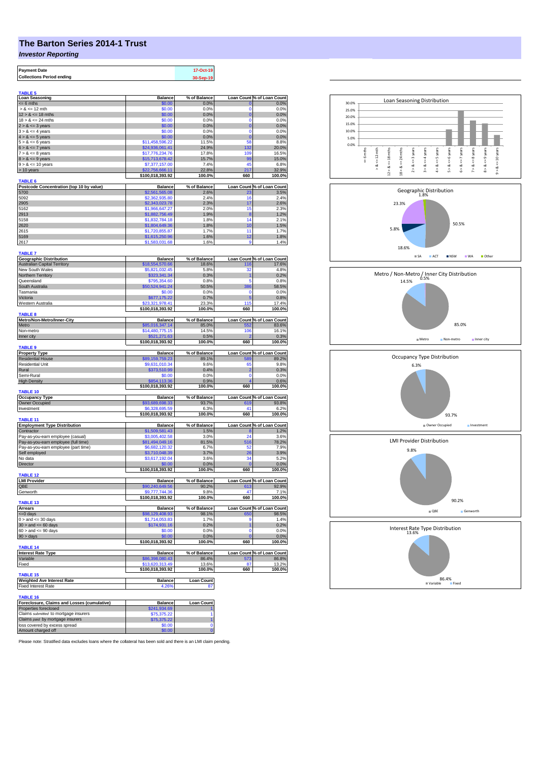# The Barton Series 2014-1 Trust

***Investor Reporting***

| | |
|---|---|
| **Payment Date** | 17-Oct-19 |
| **Collections Period ending** | 30-Sep-19 |

**TABLE 5**

| Loan Seasoning | Balance | % of Balance | Loan Count | % of Loan Count |
|---|---|---|---|---|
| <= 6 mths | $0.00 | 0.0% | 0 | 0.0% |
| > & <= 12 mth | $0.00 | 0.0% | 0 | 0.0% |
| 12 > & <= 18 mths | $0.00 | 0.0% | 0 | 0.0% |
| 18 > & <= 24 mths | $0.00 | 0.0% | 0 | 0.0% |
| 2 > & <= 3 years | $0.00 | 0.0% | 0 | 0.0% |
| 3 > & <= 4 years | $0.00 | 0.0% | 0 | 0.0% |
| 4 > & <= 5 years | $0.00 | 0.0% | 0 | 0.0% |
| 5 > & <= 6 years | $11,458,596.22 | 11.5% | 58 | 8.8% |
| 6 > & <= 7 years | $24,936,061.41 | 24.9% | 132 | 20.0% |
| 7 > & <= 8 years | $17,776,234.76 | 17.8% | 109 | 16.5% |
| 8 > & <= 9 years | $15,713,678.42 | 15.7% | 99 | 15.0% |
| 9 > & <= 10 years | $7,377,157.00 | 7.4% | 45 | 6.8% |
| > 10 years | $22,756,666.11 | 22.8% | 217 | 32.9% |
| | $100,018,393.92 | 100.0% | 660 | 100.0% |

**TABLE 6**

| Postcode Concentration (top 10 by value) | Balance | % of Balance | Loan Count | % of Loan Count |
|---|---|---|---|---|
| 5700 | $2,561,565.08 | 2.6% | 23 | 3.5% |
| 5092 | $2,362,935.80 | 2.4% | 16 | 2.4% |
| 2905 | $2,343,023.78 | 2.3% | 17 | 2.6% |
| 5162 | $1,966,647.27 | 2.0% | 15 | 2.3% |
| 2913 | $1,882,756.49 | 1.9% | 8 | 1.2% |
| 5158 | $1,832,784.18 | 1.8% | 14 | 2.1% |
| 2620 | $1,804,649.36 | 1.8% | 10 | 1.5% |
| 2615 | $1,720,855.87 | 1.7% | 11 | 1.7% |
| 5169 | $1,615,250.96 | 1.6% | 12 | 1.8% |
| 2617 | $1,583,031.68 | 1.6% | 9 | 1.4% |

**TABLE 7**

| Geographic Distribution | Balance | % of Balance | Loan Count | % of Loan Count |
|---|---|---|---|---|
| Australian Capital Territory | $18,554,570.66 | 18.6% | 116 | 17.6% |
| New South Wales | $5,821,032.45 | 5.8% | 32 | 4.8% |
| Northern Territory | $323,341.34 | 0.3% | 1 | 0.2% |
| Queensland | $795,354.60 | 0.8% | 5 | 0.8% |
| South Australia | $50,524,941.24 | 50.5% | 386 | 58.5% |
| Tasmania | $0.00 | 0.0% | 0 | 0.0% |
| Victoria | $677,175.22 | 0.7% | 5 | 0.8% |
| Western Australia | $23,321,978.41 | 23.3% | 115 | 17.4% |
| | $100,018,393.92 | 100.0% | 660 | 100.0% |

**TABLE 8**

| Metro/Non-Metro/Inner-City | Balance | % of Balance | Loan Count | % of Loan Count |
|---|---|---|---|---|
| Metro | $85,016,347.14 | 85.0% | 552 | 83.6% |
| Non-metro | $14,480,775.15 | 14.5% | 106 | 16.1% |
| Inner city | $521,271.63 | 0.5% | 2 | 0.3% |
| | $100,018,393.92 | 100.0% | 660 | 100.0% |

**TABLE 9**

| Property Type | Balance | % of Balance | Loan Count | % of Loan Count |
|---|---|---|---|---|
| Residential House | $89,159,759.23 | 89.1% | 589 | 89.2% |
| Residential Unit | $9,631,010.34 | 9.6% | 65 | 9.8% |
| Rural | $373,510.99 | 0.4% | 2 | 0.3% |
| Semi-Rural | $0.00 | 0.0% | 0 | 0.0% |
| High Density | $854,113.36 | 0.9% | 4 | 0.6% |
| | $100,018,393.92 | 100.0% | 660 | 100.0% |

**TABLE 10**

| Occupancy Type | Balance | % of Balance | Loan Count | % of Loan Count |
|---|---|---|---|---|
| Owner Occupied | $93,689,698.33 | 93.7% | 619 | 93.8% |
| Investment | $6,328,695.59 | 6.3% | 41 | 6.2% |
| | $100,018,393.92 | 100.0% | 660 | 100.0% |

**TABLE 11**

| Employment Type Distribution | Balance | % of Balance | Loan Count | % of Loan Count |
|---|---|---|---|---|
| Contractor | $1,509,581.43 | 1.5% | 8 | 1.2% |
| Pay-as-you-earn employee (casual) | $3,005,402.58 | 3.0% | 24 | 3.6% |
| Pay-as-you-earn employee (full time) | $81,494,049.16 | 81.5% | 516 | 78.2% |
| Pay-as-you-earn employee (part time) | $6,682,120.32 | 6.7% | 52 | 7.9% |
| Self employed | $3,710,048.39 | 3.7% | 26 | 3.9% |
| No data | $3,617,192.04 | 3.6% | 34 | 5.2% |
| Director | $0.00 | 0.0% | 0 | 0.0% |
| | $100,018,393.92 | 100.0% | 660 | 100.0% |

**TABLE 12**

| LMI Provider | Balance | % of Balance | Loan Count | % of Loan Count |
|---|---|---|---|---|
| QBE | $90,240,649.56 | 90.2% | 613 | 92.9% |
| Genworth | $9,777,744.36 | 9.8% | 47 | 7.1% |
| | $100,018,393.92 | 100.0% | 660 | 100.0% |

**TABLE 13**

| Arrears | Balance | % of Balance | Loan Count | % of Loan Count |
|---|---|---|---|---|
| <=0 days | $98,129,408.93 | 98.1% | 650 | 98.5% |
| 0 > and <= 30 days | $1,714,053.83 | 1.7% | 9 | 1.4% |
| 30 > and <= 60 days | $174,931.16 | 0.2% | 1 | 0.2% |
| 60 > and <= 90 days | $0.00 | 0.0% | 0 | 0.0% |
| 90 > days | $0.00 | 0.0% | 0 | 0.0% |
| | $100,018,393.92 | 100.0% | 660 | 100.0% |

**TABLE 14**

| Interest Rate Type | Balance | % of Balance | Loan Count | % of Loan Count |
|---|---|---|---|---|
| Variable | $86,398,080.43 | 86.4% | 573 | 86.8% |
| Fixed | $13,620,313.49 | 13.6% | 87 | 13.2% |
| | $100,018,393.92 | 100.0% | 660 | 100.0% |

**TABLE 15**

| Weighted Ave Interest Rate | Balance | Loan Count |
|---|---|---|
| Fixed Interest Rate | 4.26% | 87 |

**TABLE 16**

| Foreclosure, Claims and Losses (cumulative) | Balance | Loan Count |
|---|---|---|
| Properties foreclosed | $241,934.69 | 1 |
| Claims *submitted* to mortgage insurers | $75,375.22 | 1 |
| Claims *paid* by mortgage insurers | $75,375.22 | 1 |
| loss covered by excess spread | $0.00 | 0 |
| Amount charged off | $0.00 | 0 |

Please note: Stratified data excludes loans where the collateral has been sold and there is an LMI claim pending.

Loan Seasoning Distribution
30.0%
25.0%
20.0%
15.0%
10.0%
5.0%
0.0%
<= 6 mths
> & <= 12 mth
12 > & <= 18 mths
18 > & <= 24 mths
2 > & <= 3 years
3 > & <= 4 years
4 > & <= 5 years
5 > & <= 6 years
6 > & <= 7 years
7 > & <= 8 years
8 > & <= 9 years
9 > & <= 10 years

Geographic Distribution
1.8%
23.3%
5.8%
18.6%
50.5%
SA ACT NSW WA Other

Metro / Non-Metro / Inner City Distribution
0.5%
14.5%
85.0%
Metro Non-metro Inner city

Occupancy Type Distribution
6.3%
93.7%
Owner Occupied Investment

LMI Provider Distribution
9.8%
90.2%
QBE Genworth

Interest Rate Type Distribution
13.6%
86.4%
Variable Fixed